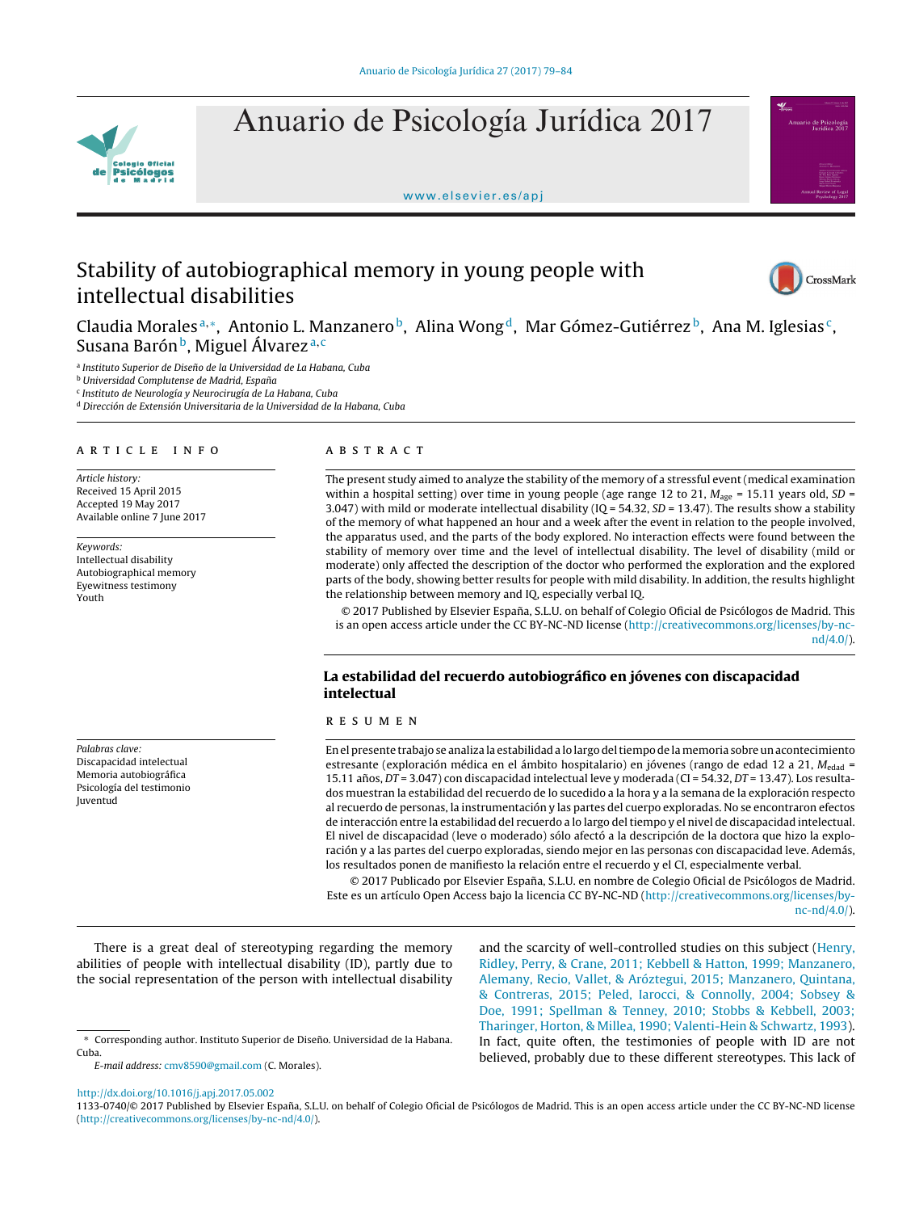# Stability of autobiographical memory in young people with intellectual disabilities

Claudia Morales[a,*], Antonio L. Manzanero[b], Alina Wong[d], Mar Gómez-Gutiérrez[b], Ana M. Iglesias[c], Susana Barón[b], Miguel Álvarez[a,c]

[a] *Instituto Superior de Diseño de la Universidad de La Habana, Cuba*
[b] *Universidad Complutense de Madrid, España*
[c] *Instituto de Neurología y Neurocirugía de La Habana, Cuba*
[d] *Dirección de Extensión Universitaria de la Universidad de la Habana, Cuba*

## ARTICLE INFO

*Article history:*
Received 15 April 2015
Accepted 19 May 2017
Available online 7 June 2017

*Keywords:*
Intellectual disability
Autobiographical memory
Eyewitness testimony
Youth

## ABSTRACT

The present study aimed to analyze the stability of the memory of a stressful event (medical examination within a hospital setting) over time in young people (age range 12 to 21, $M_{age}$ = 15.11 years old, *SD* = 3.047) with mild or moderate intellectual disability (IQ = 54.32, *SD* = 13.47). The results show a stability of the memory of what happened an hour and a week after the event in relation to the people involved, the apparatus used, and the parts of the body explored. No interaction effects were found between the stability of memory over time and the level of intellectual disability. The level of disability (mild or moderate) only affected the description of the doctor who performed the exploration and the explored parts of the body, showing better results for people with mild disability. In addition, the results highlight the relationship between memory and IQ, especially verbal IQ.

© 2017 Published by Elsevier España, S.L.U. on behalf of Colegio Oficial de Psicólogos de Madrid. This is an open access article under the CC BY-NC-ND license (http://creativecommons.org/licenses/by-nc-nd/4.0/).

## La estabilidad del recuerdo autobiográfico en jóvenes con discapacidad intelectual

*Palabras clave:*
Discapacidad intelectual
Memoria autobiográfica
Psicología del testimonio
Juventud

## RESUMEN

En el presente trabajo se analiza la estabilidad a lo largo del tiempo de la memoria sobre un acontecimiento estresante (exploración médica en el ámbito hospitalario) en jóvenes (rango de edad 12 a 21, $M_{edad}$ = 15.11 años, *DT* = 3.047) con discapacidad intelectual leve y moderada (CI = 54.32, *DT* = 13.47). Los resultados muestran la estabilidad del recuerdo de lo sucedido a la hora y a la semana de la exploración respecto al recuerdo de personas, la instrumentación y las partes del cuerpo exploradas. No se encontraron efectos de interacción entre la estabilidad del recuerdo a lo largo del tiempo y el nivel de discapacidad intelectual. El nivel de discapacidad (leve o moderado) sólo afectó a la descripción de la doctora que hizo la exploración y a las partes del cuerpo exploradas, siendo mejor en las personas con discapacidad leve. Además, los resultados ponen de manifiesto la relación entre el recuerdo y el CI, especialmente verbal.

© 2017 Publicado por Elsevier España, S.L.U. en nombre de Colegio Oficial de Psicólogos de Madrid. Este es un artículo Open Access bajo la licencia CC BY-NC-ND (http://creativecommons.org/licenses/by-nc-nd/4.0/).

There is a great deal of stereotyping regarding the memory abilities of people with intellectual disability (ID), partly due to the social representation of the person with intellectual disability and the scarcity of well-controlled studies on this subject (Henry, Ridley, Perry, & Crane, 2011; Kebbell & Hatton, 1999; Manzanero, Alemany, Recio, Vallet, & Aróztegui, 2015; Manzanero, Quintana, & Contreras, 2015; Peled, Iarocci, & Connolly, 2004; Sobsey & Doe, 1991; Spellman & Tenney, 2010; Stobbs & Kebbell, 2003; Tharinger, Horton, & Millea, 1990; Valenti-Hein & Schwartz, 1993). In fact, quite often, the testimonies of people with ID are not believed, probably due to these different stereotypes. This lack of

\* Corresponding author. Instituto Superior de Diseño. Universidad de La Habana. Cuba.
*E-mail address:* cmv8590@gmail.com (C. Morales).

http://dx.doi.org/10.1016/j.apj.2017.05.002
1133-0740/© 2017 Published by Elsevier España, S.L.U. on behalf of Colegio Oficial de Psicólogos de Madrid. This is an open access article under the CC BY-NC-ND license (http://creativecommons.org/licenses/by-nc-nd/4.0/).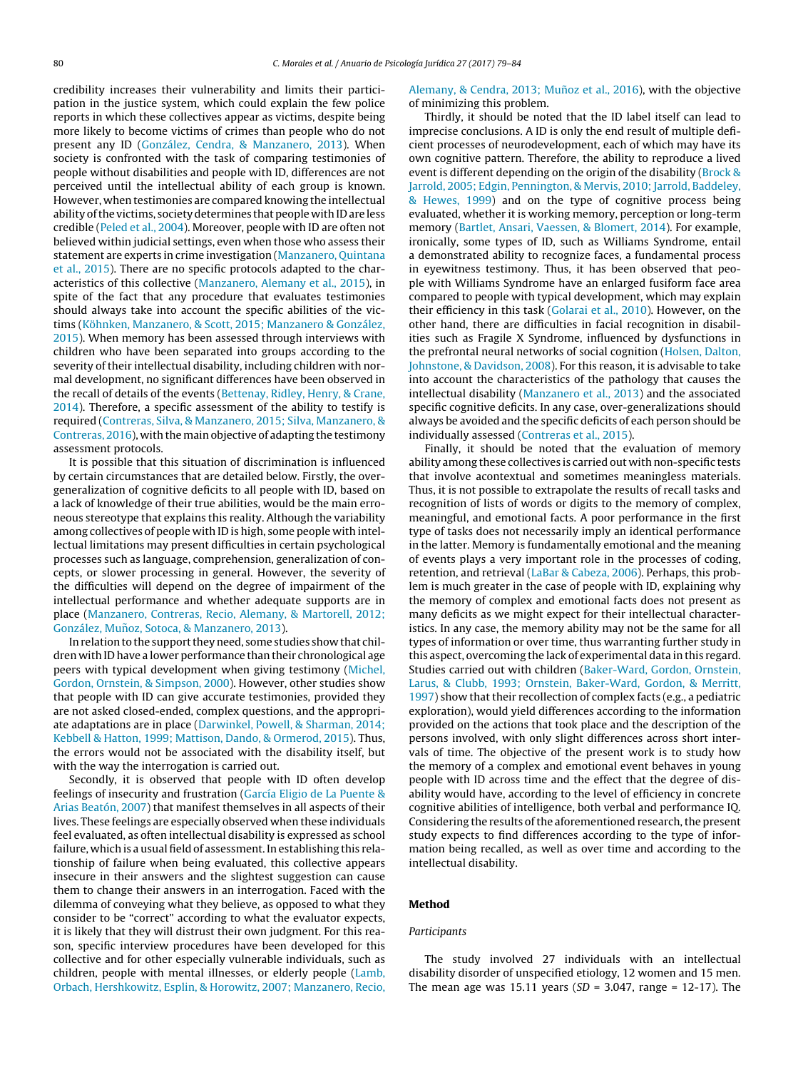credibility increases their vulnerability and limits their participation in the justice system, which could explain the few police reports in which these collectives appear as victims, despite being more likely to become victims of crimes than people who do not present any ID (González, Cendra, & Manzanero, 2013). When society is confronted with the task of comparing testimonies of people without disabilities and people with ID, differences are not perceived until the intellectual ability of each group is known. However, when testimonies are compared knowing the intellectual ability of the victims, society determines that people with ID are less credible (Peled et al., 2004). Moreover, people with ID are often not believed within judicial settings, even when those who assess their statement are experts in crime investigation (Manzanero, Quintana et al., 2015). There are no specific protocols adapted to the characteristics of this collective (Manzanero, Alemany et al., 2015), in spite of the fact that any procedure that evaluates testimonies should always take into account the specific abilities of the victims (Köhnken, Manzanero, & Scott, 2015; Manzanero & González, 2015). When memory has been assessed through interviews with children who have been separated into groups according to the severity of their intellectual disability, including children with normal development, no significant differences have been observed in the recall of details of the events (Bettenay, Ridley, Henry, & Crane, 2014). Therefore, a specific assessment of the ability to testify is required (Contreras, Silva, & Manzanero, 2015; Silva, Manzanero, & Contreras, 2016), with the main objective of adapting the testimony assessment protocols.

It is possible that this situation of discrimination is influenced by certain circumstances that are detailed below. Firstly, the over-generalization of cognitive deficits to all people with ID, based on a lack of knowledge of their true abilities, would be the main erroneous stereotype that explains this reality. Although the variability among collectives of people with ID is high, some people with intellectual limitations may present difficulties in certain psychological processes such as language, comprehension, generalization of concepts, or slower processing in general. However, the severity of the difficulties will depend on the degree of impairment of the intellectual performance and whether adequate supports are in place (Manzanero, Contreras, Recio, Alemany, & Martorell, 2012; González, Muñoz, Sotoca, & Manzanero, 2013).

In relation to the support they need, some studies show that children with ID have a lower performance than their chronological age peers with typical development when giving testimony (Michel, Gordon, Ornstein, & Simpson, 2000). However, other studies show that people with ID can give accurate testimonies, provided they are not asked closed-ended, complex questions, and the appropriate adaptations are in place (Darwinkel, Powell, & Sharman, 2014; Kebbell & Hatton, 1999; Mattison, Dando, & Ormerod, 2015). Thus, the errors would not be associated with the disability itself, but with the way the interrogation is carried out.

Secondly, it is observed that people with ID often develop feelings of insecurity and frustration (García Eligio de La Puente & Arias Beatón, 2007) that manifest themselves in all aspects of their lives. These feelings are especially observed when these individuals feel evaluated, as often intellectual disability is expressed as school failure, which is a usual field of assessment. In establishing this relationship of failure when being evaluated, this collective appears insecure in their answers and the slightest suggestion can cause them to change their answers in an interrogation. Faced with the dilemma of conveying what they believe, as opposed to what they consider to be "correct" according to what the evaluator expects, it is likely that they will distrust their own judgment. For this reason, specific interview procedures have been developed for this collective and for other especially vulnerable individuals, such as children, people with mental illnesses, or elderly people (Lamb, Orbach, Hershkowitz, Esplin, & Horowitz, 2007; Manzanero, Recio, Alemany, & Cendra, 2013; Muñoz et al., 2016), with the objective of minimizing this problem.

Thirdly, it should be noted that the ID label itself can lead to imprecise conclusions. A ID is only the end result of multiple deficient processes of neurodevelopment, each of which may have its own cognitive pattern. Therefore, the ability to reproduce a lived event is different depending on the origin of the disability (Brock & Jarrold, 2005; Edgin, Pennington, & Mervis, 2010; Jarrold, Baddeley, & Hewes, 1999) and on the type of cognitive process being evaluated, whether it is working memory, perception or long-term memory (Bartlet, Ansari, Vaessen, & Blomert, 2014). For example, ironically, some types of ID, such as Williams Syndrome, entail a demonstrated ability to recognize faces, a fundamental process in eyewitness testimony. Thus, it has been observed that people with Williams Syndrome have an enlarged fusiform face area compared to people with typical development, which may explain their efficiency in this task (Golarai et al., 2010). However, on the other hand, there are difficulties in facial recognition in disabilities such as Fragile X Syndrome, influenced by dysfunctions in the prefrontal neural networks of social cognition (Holsen, Dalton, Johnstone, & Davidson, 2008). For this reason, it is advisable to take into account the characteristics of the pathology that causes the intellectual disability (Manzanero et al., 2013) and the associated specific cognitive deficits. In any case, over-generalizations should always be avoided and the specific deficits of each person should be individually assessed (Contreras et al., 2015).

Finally, it should be noted that the evaluation of memory ability among these collectives is carried out with non-specific tests that involve acontextual and sometimes meaningless materials. Thus, it is not possible to extrapolate the results of recall tasks and recognition of lists of words or digits to the memory of complex, meaningful, and emotional facts. A poor performance in the first type of tasks does not necessarily imply an identical performance in the latter. Memory is fundamentally emotional and the meaning of events plays a very important role in the processes of coding, retention, and retrieval (LaBar & Cabeza, 2006). Perhaps, this problem is much greater in the case of people with ID, explaining why the memory of complex and emotional facts does not present as many deficits as we might expect for their intellectual characteristics. In any case, the memory ability may not be the same for all types of information or over time, thus warranting further study in this aspect, overcoming the lack of experimental data in this regard. Studies carried out with children (Baker-Ward, Gordon, Ornstein, Larus, & Clubb, 1993; Ornstein, Baker-Ward, Gordon, & Merritt, 1997) show that their recollection of complex facts (e.g., a pediatric exploration), would yield differences according to the information provided on the actions that took place and the description of the persons involved, with only slight differences across short intervals of time. The objective of the present work is to study how the memory of a complex and emotional event behaves in young people with ID across time and the effect that the degree of disability would have, according to the level of efficiency in concrete cognitive abilities of intelligence, both verbal and performance IQ. Considering the results of the aforementioned research, the present study expects to find differences according to the type of information being recalled, as well as over time and according to the intellectual disability.

## Method

### Participants

The study involved 27 individuals with an intellectual disability disorder of unspecified etiology, 12 women and 15 men. The mean age was 15.11 years (*SD* = 3.047, range = 12-17). The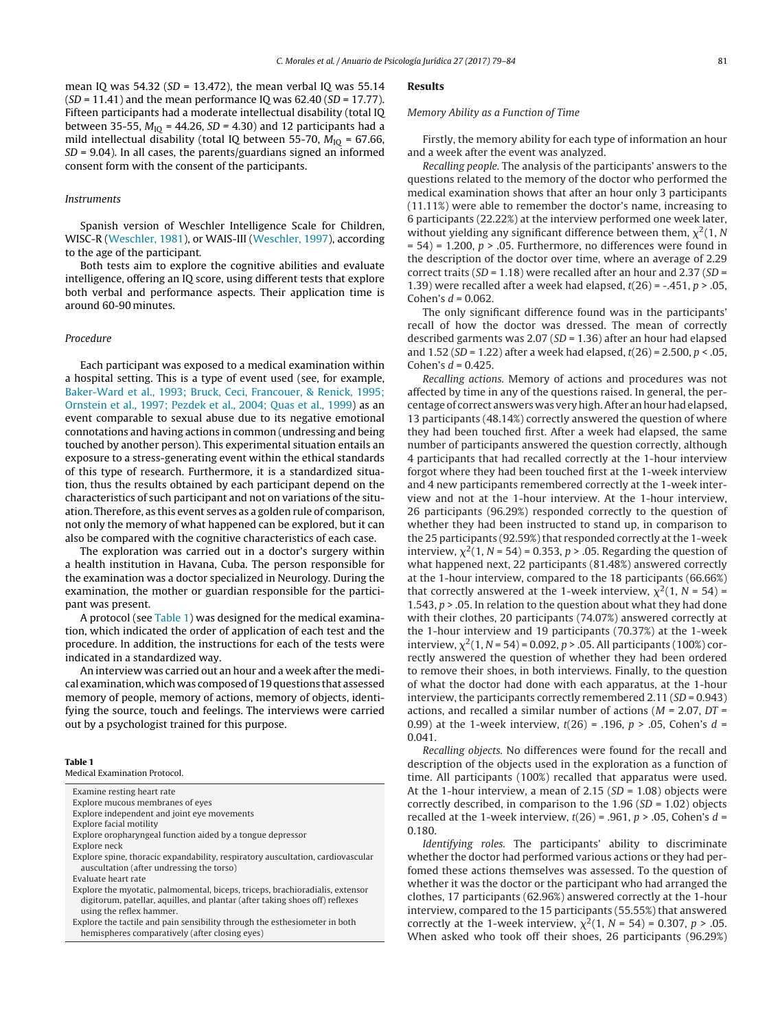mean IQ was 54.32 ($SD$ = 13.472), the mean verbal IQ was 55.14 ($SD$ = 11.41) and the mean performance IQ was 62.40 ($SD$ = 17.77). Fifteen participants had a moderate intellectual disability (total IQ between 35-55, $M_{IQ}$ = 44.26, $SD$ = 4.30) and 12 participants had a mild intellectual disability (total IQ between 55-70, $M_{IQ}$ = 67.66, $SD$ = 9.04). In all cases, the parents/guardians signed an informed consent form with the consent of the participants.

### *Instruments*

Spanish version of Weschler Intelligence Scale for Children, WISC-R (Weschler, 1981), or WAIS-III (Weschler, 1997), according to the age of the participant.

Both tests aim to explore the cognitive abilities and evaluate intelligence, offering an IQ score, using different tests that explore both verbal and performance aspects. Their application time is around 60-90 minutes.

### *Procedure*

Each participant was exposed to a medical examination within a hospital setting. This is a type of event used (see, for example, Baker-Ward et al., 1993; Bruck, Ceci, Francouer, & Renick, 1995; Ornstein et al., 1997; Pezdek et al., 2004; Quas et al., 1999) as an event comparable to sexual abuse due to its negative emotional connotations and having actions in common (undressing and being touched by another person). This experimental situation entails an exposure to a stress-generating event within the ethical standards of this type of research. Furthermore, it is a standardized situation, thus the results obtained by each participant depend on the characteristics of such participant and not on variations of the situation. Therefore, as this event serves as a golden rule of comparison, not only the memory of what happened can be explored, but it can also be compared with the cognitive characteristics of each case.

The exploration was carried out in a doctor's surgery within a health institution in Havana, Cuba. The person responsible for the examination was a doctor specialized in Neurology. During the examination, the mother or guardian responsible for the participant was present.

A protocol (see Table 1) was designed for the medical examination, which indicated the order of application of each test and the procedure. In addition, the instructions for each of the tests were indicated in a standardized way.

An interview was carried out an hour and a week after the medical examination, which was composed of 19 questions that assessed memory of people, memory of actions, memory of objects, identifying the source, touch and feelings. The interviews were carried out by a psychologist trained for this purpose.

**Table 1**
Medical Examination Protocol.

| |
|---|
| Examine resting heart rate |
| Explore mucous membranes of eyes |
| Explore independent and joint eye movements |
| Explore facial motility |
| Explore oropharyngeal function aided by a tongue depressor |
| Explore neck |
| Explore spine, thoracic expandability, respiratory auscultation, cardiovascular auscultation (after undressing the torso) |
| Evaluate heart rate |
| Explore the myotatic, palmomental, biceps, triceps, brachioradialis, extensor digitorum, patellar, aquilles, and plantar (after taking shoes off) reflexes using the reflex hammer. |
| Explore the tactile and pain sensibility through the esthesiometer in both hemispheres comparatively (after closing eyes) |

## Results

### *Memory Ability as a Function of Time*

Firstly, the memory ability for each type of information an hour and a week after the event was analyzed.

*Recalling people.* The analysis of the participants' answers to the questions related to the memory of the doctor who performed the medical examination shows that after an hour only 3 participants (11.11%) were able to remember the doctor's name, increasing to 6 participants (22.22%) at the interview performed one week later, without yielding any significant difference between them, $\chi^2(1, N = 54) = 1.200$, $p > .05$. Furthermore, no differences were found in the description of the doctor over time, where an average of 2.29 correct traits ($SD$ = 1.18) were recalled after an hour and 2.37 ($SD$ = 1.39) were recalled after a week had elapsed, $t(26) = -.451$, $p > .05$, Cohen's $d$ = 0.062.

The only significant difference found was in the participants' recall of how the doctor was dressed. The mean of correctly described garments was 2.07 ($SD$ = 1.36) after an hour had elapsed and 1.52 ($SD$ = 1.22) after a week had elapsed, $t(26) = 2.500$, $p < .05$, Cohen's $d$ = 0.425.

*Recalling actions.* Memory of actions and procedures was not affected by time in any of the questions raised. In general, the percentage of correct answers was very high. After an hour had elapsed, 13 participants (48.14%) correctly answered the question of where they had been touched first. After a week had elapsed, the same number of participants answered the question correctly, although 4 participants that had recalled correctly at the 1-hour interview forgot where they had been touched first at the 1-week interview and 4 new participants remembered correctly at the 1-week interview and not at the 1-hour interview. At the 1-hour interview, 26 participants (96.29%) responded correctly to the question of whether they had been instructed to stand up, in comparison to the 25 participants (92.59%) that responded correctly at the 1-week interview, $\chi^2(1, N = 54) = 0.353$, $p > .05$. Regarding the question of what happened next, 22 participants (81.48%) answered correctly at the 1-hour interview, compared to the 18 participants (66.66%) that correctly answered at the 1-week interview, $\chi^2(1, N = 54) = 1.543$, $p > .05$. In relation to the question about what they had done with their clothes, 20 participants (74.07%) answered correctly at the 1-hour interview and 19 participants (70.37%) at the 1-week interview, $\chi^2(1, N = 54) = 0.092$, $p > .05$. All participants (100%) correctly answered the question of whether they had been ordered to remove their shoes, in both interviews. Finally, to the question of what the doctor had done with each apparatus, at the 1-hour interview, the participants correctly remembered 2.11 ($SD$ = 0.943) actions, and recalled a similar number of actions ($M$ = 2.07, $DT$ = 0.99) at the 1-week interview, $t(26) = .196$, $p > .05$, Cohen's $d$ = 0.041.

*Recalling objects.* No differences were found for the recall and description of the objects used in the exploration as a function of time. All participants (100%) recalled that apparatus were used. At the 1-hour interview, a mean of 2.15 ($SD$ = 1.08) objects were correctly described, in comparison to the 1.96 ($SD$ = 1.02) objects recalled at the 1-week interview, $t(26) = .961$, $p > .05$, Cohen's $d$ = 0.180.

*Identifying roles.* The participants' ability to discriminate whether the doctor had performed various actions or they had perfomed these actions themselves was assessed. To the question of whether it was the doctor or the participant who had arranged the clothes, 17 participants (62.96%) answered correctly at the 1-hour interview, compared to the 15 participants (55.55%) that answered correctly at the 1-week interview, $\chi^2(1, N = 54) = 0.307$, $p > .05$. When asked who took off their shoes, 26 participants (96.29%)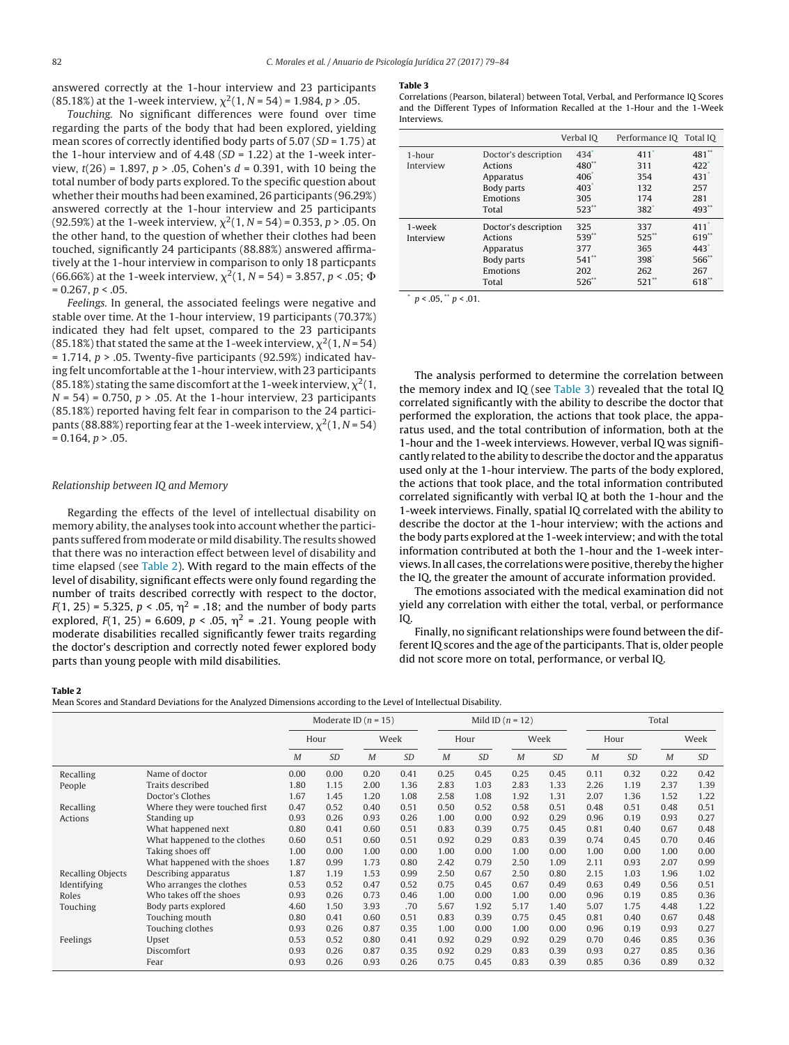answered correctly at the 1-hour interview and 23 participants (85.18%) at the 1-week interview, $\chi^2(1, N = 54) = 1.984$, $p > .05$.

*Touching.* No significant differences were found over time regarding the parts of the body that had been explored, yielding mean scores of correctly identified body parts of 5.07 ($SD = 1.75$) at the 1-hour interview and of 4.48 ($SD = 1.22$) at the 1-week interview, $t(26) = 1.897$, $p > .05$, Cohen's $d = 0.391$, with 10 being the total number of body parts explored. To the specific question about whether their mouths had been examined, 26 participants (96.29%) answered correctly at the 1-hour interview and 25 participants (92.59%) at the 1-week interview, $\chi^2(1, N = 54) = 0.353$, $p > .05$. On the other hand, to the question of whether their clothes had been touched, significantly 24 participants (88.88%) answered affirmatively at the 1-hour interview in comparison to only 18 particpants (66.66%) at the 1-week interview, $\chi^2(1, N = 54) = 3.857$, $p < .05$; $\Phi = 0.267$, $p < .05$.

*Feelings.* In general, the associated feelings were negative and stable over time. At the 1-hour interview, 19 participants (70.37%) indicated they had felt upset, compared to the 23 participants (85.18%) that stated the same at the 1-week interview, $\chi^2(1, N = 54) = 1.714$, $p > .05$. Twenty-five participants (92.59%) indicated having felt uncomfortable at the 1-hour interview, with 23 participants (85.18%) stating the same discomfort at the 1-week interview, $\chi^2(1, N = 54) = 0.750$, $p > .05$. At the 1-hour interview, 23 participants (85.18%) reported having felt fear in comparison to the 24 participants (88.88%) reporting fear at the 1-week interview, $\chi^2(1, N = 54) = 0.164$, $p > .05$.

### Relationship between IQ and Memory

Regarding the effects of the level of intellectual disability on memory ability, the analyses took into account whether the participants suffered from moderate or mild disability. The results showed that there was no interaction effect between level of disability and time elapsed (see Table 2). With regard to the main effects of the level of disability, significant effects were only found regarding the number of traits described correctly with respect to the doctor, $F(1, 25) = 5.325$, $p < .05$, $\eta^2 = .18$; and the number of body parts explored, $F(1, 25) = 6.609$, $p < .05$, $\eta^2 = .21$. Young people with moderate disabilities recalled significantly fewer traits regarding the doctor's description and correctly noted fewer explored body parts than young people with mild disabilities.

**Table 3**
Correlations (Pearson, bilateral) between Total, Verbal, and Performance IQ Scores and the Different Types of Information Recalled at the 1-Hour and the 1-Week Interviews.

| | | Verbal IQ | Performance IQ | Total IQ |
|---|---|---|---|---|
| 1-hour Interview | Doctor's description | 434* | 411* | 481** |
| | Actions | 480** | 311 | 422* |
| | Apparatus | 406* | 354 | 431* |
| | Body parts | 403* | 132 | 257 |
| | Emotions | 305 | 174 | 281 |
| | Total | 523** | 382* | 493** |
| 1-week Interview | Doctor's description | 325 | 337 | 411* |
| | Actions | 539** | 525** | 619** |
| | Apparatus | 377 | 365 | 443* |
| | Body parts | 541** | 398* | 566** |
| | Emotions | 202 | 262 | 267 |
| | Total | 526** | 521** | 618** |

* $p < .05$, ** $p < .01$.

The analysis performed to determine the correlation between the memory index and IQ (see Table 3) revealed that the total IQ correlated significantly with the ability to describe the doctor that performed the exploration, the actions that took place, the apparatus used, and the total contribution of information, both at the 1-hour and the 1-week interviews. However, verbal IQ was significantly related to the ability to describe the doctor and the apparatus used only at the 1-hour interview. The parts of the body explored, the actions that took place, and the total information contributed correlated significantly with verbal IQ at both the 1-hour and the 1-week interviews. Finally, spatial IQ correlated with the ability to describe the doctor at the 1-hour interview; with the actions and the body parts explored at the 1-week interview; and with the total information contributed at both the 1-hour and the 1-week interviews. In all cases, the correlations were positive, thereby the higher the IQ, the greater the amount of accurate information provided.

The emotions associated with the medical examination did not yield any correlation with either the total, verbal, or performance IQ.

Finally, no significant relationships were found between the different IQ scores and the age of the participants. That is, older people did not score more on total, performance, or verbal IQ.

**Table 2**
Mean Scores and Standard Deviations for the Analyzed Dimensions according to the Level of Intellectual Disability.

| | | Moderate ID ($n$ = 15) | | | | Mild ID ($n$ = 12) | | | | Total | | | |
|---|---|---|---|---|---|---|---|---|---|---|---|---|---|
| | | Hour | | Week | | Hour | | Week | | Hour | | Week | |
| | | *M* | *SD* | *M* | *SD* | *M* | *SD* | *M* | *SD* | *M* | *SD* | *M* | *SD* |
| Recalling People | Name of doctor | 0.00 | 0.00 | 0.20 | 0.41 | 0.25 | 0.45 | 0.25 | 0.45 | 0.11 | 0.32 | 0.22 | 0.42 |
| | Traits described | 1.80 | 1.15 | 2.00 | 1.36 | 2.83 | 1.03 | 2.83 | 1.33 | 2.26 | 1.19 | 2.37 | 1.39 |
| | Doctor's Clothes | 1.67 | 1.45 | 1.20 | 1.08 | 2.58 | 1.08 | 1.92 | 1.31 | 2.07 | 1.36 | 1.52 | 1.22 |
| Recalling Actions | Where they were touched first | 0.47 | 0.52 | 0.40 | 0.51 | 0.50 | 0.52 | 0.58 | 0.51 | 0.48 | 0.51 | 0.48 | 0.51 |
| | Standing up | 0.93 | 0.26 | 0.93 | 0.26 | 1.00 | 0.00 | 0.92 | 0.29 | 0.96 | 0.19 | 0.93 | 0.27 |
| | What happened next | 0.80 | 0.41 | 0.60 | 0.51 | 0.83 | 0.39 | 0.75 | 0.45 | 0.81 | 0.40 | 0.67 | 0.48 |
| | What happened to the clothes | 0.60 | 0.51 | 0.60 | 0.51 | 0.92 | 0.29 | 0.83 | 0.39 | 0.74 | 0.45 | 0.70 | 0.46 |
| | Taking shoes off | 1.00 | 0.00 | 1.00 | 0.00 | 1.00 | 0.00 | 1.00 | 0.00 | 1.00 | 0.00 | 1.00 | 0.00 |
| | What happened with the shoes | 1.87 | 0.99 | 1.73 | 0.80 | 2.42 | 0.79 | 2.50 | 1.09 | 2.11 | 0.93 | 2.07 | 0.99 |
| Recalling Objects | Describing apparatus | 1.87 | 1.19 | 1.53 | 0.99 | 2.50 | 0.67 | 2.50 | 0.80 | 2.15 | 1.03 | 1.96 | 1.02 |
| Identifying Roles | Who arranges the clothes | 0.53 | 0.52 | 0.47 | 0.52 | 0.75 | 0.45 | 0.67 | 0.49 | 0.63 | 0.49 | 0.56 | 0.51 |
| | Who takes off the shoes | 0.93 | 0.26 | 0.73 | 0.46 | 1.00 | 0.00 | 1.00 | 0.00 | 0.96 | 0.19 | 0.85 | 0.36 |
| Touching | Body parts explored | 4.60 | 1.50 | 3.93 | .70 | 5.67 | 1.92 | 5.17 | 1.40 | 5.07 | 1.75 | 4.48 | 1.22 |
| | Touching mouth | 0.80 | 0.41 | 0.60 | 0.51 | 0.83 | 0.39 | 0.75 | 0.45 | 0.81 | 0.40 | 0.67 | 0.48 |
| | Touching clothes | 0.93 | 0.26 | 0.87 | 0.35 | 1.00 | 0.00 | 1.00 | 0.00 | 0.96 | 0.19 | 0.93 | 0.27 |
| Feelings | Upset | 0.53 | 0.52 | 0.80 | 0.41 | 0.92 | 0.29 | 0.92 | 0.29 | 0.70 | 0.46 | 0.85 | 0.36 |
| | Discomfort | 0.93 | 0.26 | 0.87 | 0.35 | 0.92 | 0.29 | 0.83 | 0.39 | 0.93 | 0.27 | 0.85 | 0.36 |
| | Fear | 0.93 | 0.26 | 0.93 | 0.26 | 0.75 | 0.45 | 0.83 | 0.39 | 0.85 | 0.36 | 0.89 | 0.32 |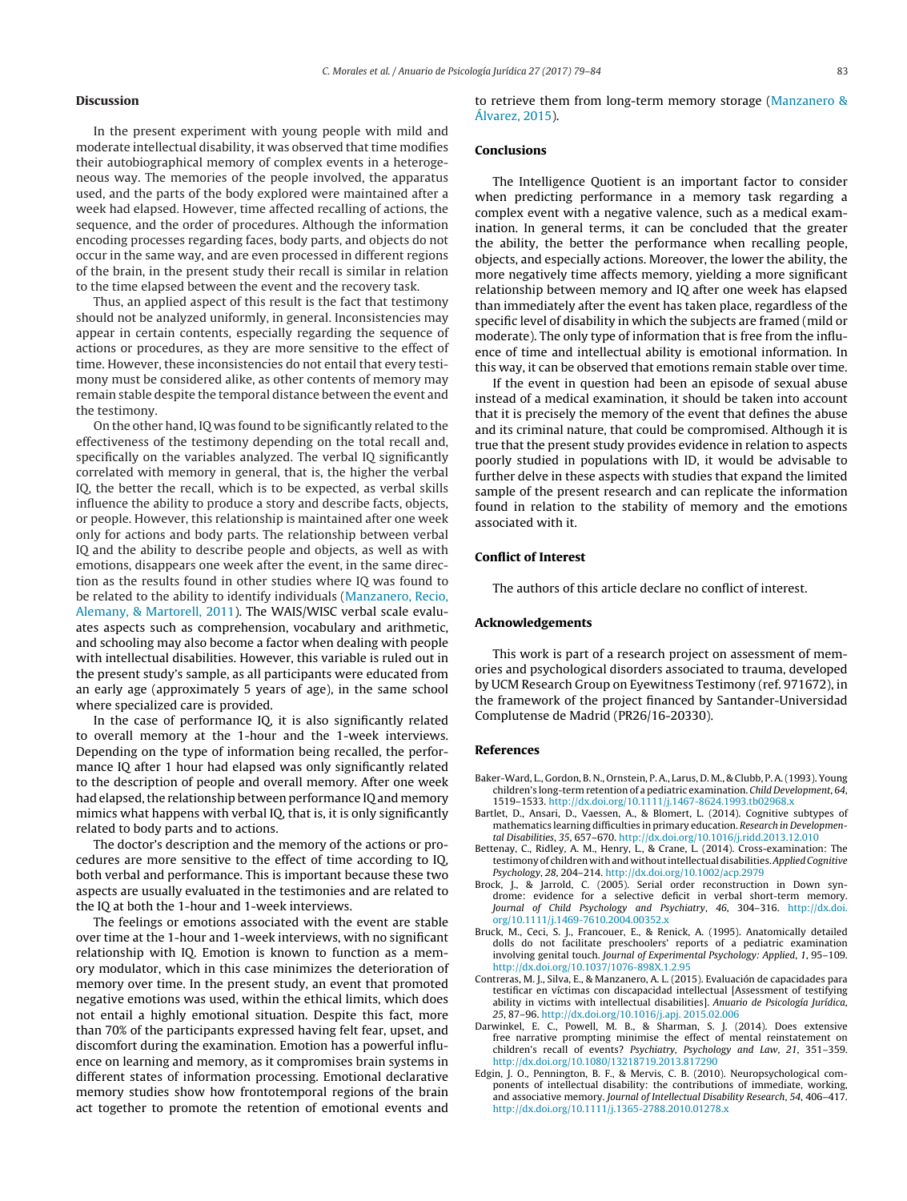## Discussion

In the present experiment with young people with mild and moderate intellectual disability, it was observed that time modifies their autobiographical memory of complex events in a heterogeneous way. The memories of the people involved, the apparatus used, and the parts of the body explored were maintained after a week had elapsed. However, time affected recalling of actions, the sequence, and the order of procedures. Although the information encoding processes regarding faces, body parts, and objects do not occur in the same way, and are even processed in different regions of the brain, in the present study their recall is similar in relation to the time elapsed between the event and the recovery task.

Thus, an applied aspect of this result is the fact that testimony should not be analyzed uniformly, in general. Inconsistencies may appear in certain contents, especially regarding the sequence of actions or procedures, as they are more sensitive to the effect of time. However, these inconsistencies do not entail that every testimony must be considered alike, as other contents of memory may remain stable despite the temporal distance between the event and the testimony.

On the other hand, IQ was found to be significantly related to the effectiveness of the testimony depending on the total recall and, specifically on the variables analyzed. The verbal IQ significantly correlated with memory in general, that is, the higher the verbal IQ, the better the recall, which is to be expected, as verbal skills influence the ability to produce a story and describe facts, objects, or people. However, this relationship is maintained after one week only for actions and body parts. The relationship between verbal IQ and the ability to describe people and objects, as well as with emotions, disappears one week after the event, in the same direction as the results found in other studies where IQ was found to be related to the ability to identify individuals (Manzanero, Recio, Alemany, & Martorell, 2011). The WAIS/WISC verbal scale evaluates aspects such as comprehension, vocabulary and arithmetic, and schooling may also become a factor when dealing with people with intellectual disabilities. However, this variable is ruled out in the present study's sample, as all participants were educated from an early age (approximately 5 years of age), in the same school where specialized care is provided.

In the case of performance IQ, it is also significantly related to overall memory at the 1-hour and the 1-week interviews. Depending on the type of information being recalled, the performance IQ after 1 hour had elapsed was only significantly related to the description of people and overall memory. After one week had elapsed, the relationship between performance IQ and memory mimics what happens with verbal IQ, that is, it is only significantly related to body parts and to actions.

The doctor's description and the memory of the actions or procedures are more sensitive to the effect of time according to IQ, both verbal and performance. This is important because these two aspects are usually evaluated in the testimonies and are related to the IQ at both the 1-hour and 1-week interviews.

The feelings or emotions associated with the event are stable over time at the 1-hour and 1-week interviews, with no significant relationship with IQ. Emotion is known to function as a memory modulator, which in this case minimizes the deterioration of memory over time. In the present study, an event that promoted negative emotions was used, within the ethical limits, which does not entail a highly emotional situation. Despite this fact, more than 70% of the participants expressed having felt fear, upset, and discomfort during the examination. Emotion has a powerful influence on learning and memory, as it compromises brain systems in different states of information processing. Emotional declarative memory studies show how frontotemporal regions of the brain act together to promote the retention of emotional events and to retrieve them from long-term memory storage (Manzanero & Álvarez, 2015).

## Conclusions

The Intelligence Quotient is an important factor to consider when predicting performance in a memory task regarding a complex event with a negative valence, such as a medical examination. In general terms, it can be concluded that the greater the ability, the better the performance when recalling people, objects, and especially actions. Moreover, the lower the ability, the more negatively time affects memory, yielding a more significant relationship between memory and IQ after one week has elapsed than immediately after the event has taken place, regardless of the specific level of disability in which the subjects are framed (mild or moderate). The only type of information that is free from the influence of time and intellectual ability is emotional information. In this way, it can be observed that emotions remain stable over time.

If the event in question had been an episode of sexual abuse instead of a medical examination, it should be taken into account that it is precisely the memory of the event that defines the abuse and its criminal nature, that could be compromised. Although it is true that the present study provides evidence in relation to aspects poorly studied in populations with ID, it would be advisable to further delve in these aspects with studies that expand the limited sample of the present research and can replicate the information found in relation to the stability of memory and the emotions associated with it.

## Conflict of Interest

The authors of this article declare no conflict of interest.

## Acknowledgements

This work is part of a research project on assessment of memories and psychological disorders associated to trauma, developed by UCM Research Group on Eyewitness Testimony (ref. 971672), in the framework of the project financed by Santander-Universidad Complutense de Madrid (PR26/16-20330).

## References

Baker-Ward, L., Gordon, B. N., Ornstein, P. A., Larus, D. M., & Clubb, P. A. (1993). Young children's long-term retention of a pediatric examination. *Child Development*, *64*, 1519–1533. http://dx.doi.org/10.1111/j.1467-8624.1993.tb02968.x

Bartlet, D., Ansari, D., Vaessen, A., & Blomert, L. (2014). Cognitive subtypes of mathematics learning difficulties in primary education. *Research in Developmental Disabilities*, *35*, 657–670. http://dx.doi.org/10.1016/j.ridd.2013.12.010

Bettenay, C., Ridley, A. M., Henry, L., & Crane, L. (2014). Cross-examination: The testimony of children with and without intellectual disabilities. *Applied Cognitive Psychology*, *28*, 204–214. http://dx.doi.org/10.1002/acp.2979

Brock, J., & Jarrold, C. (2005). Serial order reconstruction in Down syndrome: evidence for a selective deficit in verbal short-term memory. *Journal of Child Psychology and Psychiatry*, *46*, 304–316. http://dx.doi.org/10.1111/j.1469-7610.2004.00352.x

Bruck, M., Ceci, S. J., Francouer, E., & Renick, A. (1995). Anatomically detailed dolls do not facilitate preschoolers' reports of a pediatric examination involving genital touch. *Journal of Experimental Psychology: Applied*, *1*, 95–109. http://dx.doi.org/10.1037/1076-898X.1.2.95

Contreras, M. J., Silva, E., & Manzanero, A. L. (2015). Evaluación de capacidades para testificar en víctimas con discapacidad intelectual [Assessment of testifying ability in victims with intellectual disabilities]. *Anuario de Psicología Jurídica*, *25*, 87–96. http://dx.doi.org/10.1016/j.apj.2015.02.006

Darwinkel, E. C., Powell, M. B., & Sharman, S. J. (2014). Does extensive free narrative prompting minimise the effect of mental reinstatement on children's recall of events? *Psychiatry, Psychology and Law*, *21*, 351–359. http://dx.doi.org/10.1080/13218719.2013.817290

Edgin, J. O., Pennington, B. F., & Mervis, C. B. (2010). Neuropsychological components of intellectual disability: the contributions of immediate, working, and associative memory. *Journal of Intellectual Disability Research*, *54*, 406–417. http://dx.doi.org/10.1111/j.1365-2788.2010.01278.x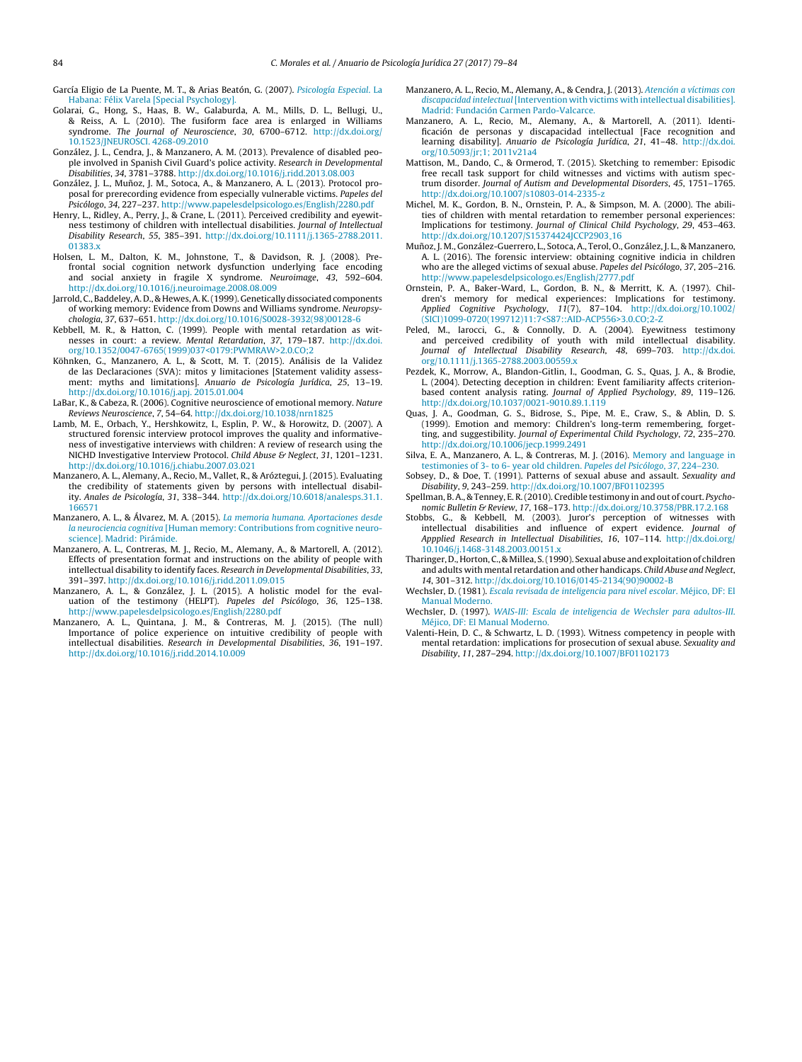García Eligio de La Puente, M. T., & Arias Beatón, G. (2007). *Psicología Especial*. La Habana: Félix Varela [Special Psychology].

Golarai, G., Hong, S., Haas, B. W., Galaburda, A. M., Mills, D. L., Bellugi, U., & Reiss, A. L. (2010). The fusiform face area is enlarged in Williams syndrome. *The Journal of Neuroscience*, *30*, 6700–6712. http://dx.doi.org/10.1523/JNEUROSCI. 4268-09.2010

González, J. L., Cendra, J., & Manzanero, A. M. (2013). Prevalence of disabled people involved in Spanish Civil Guard's police activity. *Research in Developmental Disabilities*, *34*, 3781–3788. http://dx.doi.org/10.1016/j.ridd.2013.08.003

González, J. L., Muñoz, J. M., Sotoca, A., & Manzanero, A. L. (2013). Protocol proposal for prerecording evidence from especially vulnerable victims. *Papeles del Psicólogo*, *34*, 227–237. http://www.papelesdelpsicologo.es/English/2280.pdf

Henry, L., Ridley, A., Perry, J., & Crane, L. (2011). Perceived credibility and eyewitness testimony of children with intellectual disabilities. *Journal of Intellectual Disability Research*, *55*, 385–391. http://dx.doi.org/10.1111/j.1365-2788.2011.01383.x

Holsen, L. M., Dalton, K. M., Johnstone, T., & Davidson, R. J. (2008). Prefrontal social cognition network dysfunction underlying face encoding and social anxiety in fragile X syndrome. *Neuroimage*, *43*, 592–604. http://dx.doi.org/10.1016/j.neuroimage.2008.08.009

Jarrold, C., Baddeley, A. D., & Hewes, A. K. (1999). Genetically dissociated components of working memory: Evidence from Downs and Williams syndrome. *Neuropsychologia*, *37*, 637–651. http://dx.doi.org/10.1016/S0028-3932(98)00128-6

Kebbell, M. R., & Hatton, C. (1999). People with mental retardation as witnesses in court: a review. *Mental Retardation*, *37*, 179–187. http://dx.doi.org/10.1352/0047-6765(1999)037<0179:PWMRAW>2.0.CO;2

Köhnken, G., Manzanero, A. L., & Scott, M. T. (2015). Análisis de la Validez de las Declaraciones (SVA): mitos y limitaciones [Statement validity assessment: myths and limitations]. *Anuario de Psicología Jurídica*, *25*, 13–19. http://dx.doi.org/10.1016/j.apj. 2015.01.004

LaBar, K., & Cabeza, R. (2006). Cognitive neuroscience of emotional memory. *Nature Reviews Neuroscience*, *7*, 54–64. http://dx.doi.org/10.1038/nrn1825

Lamb, M. E., Orbach, Y., Hershkowitz, I., Esplin, P. W., & Horowitz, D. (2007). A structured forensic interview protocol improves the quality and informativeness of investigative interviews with children: A review of research using the NICHD Investigative Interview Protocol. *Child Abuse & Neglect*, *31*, 1201–1231. http://dx.doi.org/10.1016/j.chiabu.2007.03.021

Manzanero, A. L., Alemany, A., Recio, M., Vallet, R., & Aróztegui, J. (2015). Evaluating the credibility of statements given by persons with intellectual disability. *Anales de Psicología*, *31*, 338–344. http://dx.doi.org/10.6018/analesps.31.1.166571

Manzanero, A. L., & Álvarez, M. A. (2015). *La memoria humana. Aportaciones desde la neurociencia cognitiva* [Human memory: Contributions from cognitive neuroscience]. Madrid: Pirámide.

Manzanero, A. L., Contreras, M. J., Recio, M., Alemany, A., & Martorell, A. (2012). Effects of presentation format and instructions on the ability of people with intellectual disability to identify faces. *Research in Developmental Disabilities*, *33*, 391–397. http://dx.doi.org/10.1016/j.ridd.2011.09.015

Manzanero, A. L., & González, J. L. (2015). A holistic model for the evaluation of the testimony (HELPT). *Papeles del Psicólogo*, *36*, 125–138. http://www.papelesdelpsicologo.es/English/2280.pdf

Manzanero, A. L., Quintana, J. M., & Contreras, M. J. (2015). (The null) Importance of police experience on intuitive credibility of people with intellectual disabilities. *Research in Developmental Disabilities*, *36*, 191–197. http://dx.doi.org/10.1016/j.ridd.2014.10.009

Manzanero, A. L., Recio, M., Alemany, A., & Cendra, J. (2013). *Atención a víctimas con discapacidad intelectual* [Intervention with victims with intellectual disabilities]. Madrid: Fundación Carmen Pardo-Valcarce.

Manzanero, A. L., Recio, M., Alemany, A., & Martorell, A. (2011). Identificación de personas y discapacidad intellectual [Face recognition and learning disability]. *Anuario de Psicología Jurídica*, *21*, 41–48. http://dx.doi.org/10.5093/jr;1; 2011v21a4

Mattison, M., Dando, C., & Ormerod, T. (2015). Sketching to remember: Episodic free recall task support for child witnesses and victims with autism spectrum disorder. *Journal of Autism and Developmental Disorders*, *45*, 1751–1765. http://dx.doi.org/10.1007/s10803-014-2335-z

Michel, M. K., Gordon, B. N., Ornstein, P. A., & Simpson, M. A. (2000). The abilities of children with mental retardation to remember personal experiences: Implications for testimony. *Journal of Clinical Child Psychology*, *29*, 453–463. http://dx.doi.org/10.1207/S15374424JCCP2903_16

Muñoz, J. M., González-Guerrero, L., Sotoca, A., Terol, O., González, J. L., & Manzanero, A. L. (2016). The forensic interview: obtaining cognitive indicia in children who are the alleged victims of sexual abuse. *Papeles del Psicólogo*, *37*, 205–216. http://www.papelesdelpsicologo.es/English/2777.pdf

Ornstein, P. A., Baker-Ward, L., Gordon, B. N., & Merritt, K. A. (1997). Children's memory for medical experiences: Implications for testimony. *Applied Cognitive Psychology*, *11*(7), 87–104. http://dx.doi.org/10.1002/(SICI)1099-0720(199712)11:7<S87::AID-ACP556>3.0.CO;2-Z

Peled, M., Iarocci, G., & Connolly, D. A. (2004). Eyewitness testimony and perceived credibility of youth with mild intellectual disability. *Journal of Intellectual Disability Research*, *48*, 699–703. http://dx.doi.org/10.1111/j.1365-2788.2003.00559.x

Pezdek, K., Morrow, A., Blandon-Gitlin, I., Goodman, G. S., Quas, J. A., & Brodie, L. (2004). Detecting deception in children: Event familiarity affects criterion-based content analysis rating. *Journal of Applied Psychology*, *89*, 119–126. http://dx.doi.org/10.1037/0021-9010.89.1.119

Quas, J. A., Goodman, G. S., Bidrose, S., Pipe, M. E., Craw, S., & Ablin, D. S. (1999). Emotion and memory: Children's long-term remembering, forgetting, and suggestibility. *Journal of Experimental Child Psychology*, *72*, 235–270. http://dx.doi.org/10.1006/jecp.1999.2491

Silva, E. A., Manzanero, A. L., & Contreras, M. J. (2016). Memory and language in testimonies of 3- to 6- year old children. *Papeles del Psicólogo*, *37*, 224–230.

Sobsey, D., & Doe, T. (1991). Patterns of sexual abuse and assault. *Sexuality and Disability*, *9*, 243–259. http://dx.doi.org/10.1007/BF01102395

Spellman, B. A., & Tenney, E. R. (2010). Credible testimony in and out of court. *Psychonomic Bulletin & Review*, *17*, 168–173. http://dx.doi.org/10.3758/PBR.17.2.168

Stobbs, G., & Kebbell, M. (2003). Juror's perception of witnesses with intellectual disabilities and influence of expert evidence. *Journal of Apppliied Research in Intellectual Disabilities*, *16*, 107–114. http://dx.doi.org/10.1046/j.1468-3148.2003.00151.x

Tharinger, D., Horton, C., & Millea, S. (1990). Sexual abuse and exploitation of children and adults with mental retardation and other handicaps. *Child Abuse and Neglect*, *14*, 301–312. http://dx.doi.org/10.1016/0145-2134(90)90002-B

Wechsler, D. (1981). *Escala revisada de inteligencia para nivel escolar*. Méjico, DF: El Manual Moderno.

Wechsler, D. (1997). *WAIS-III: Escala de inteligencia de Wechsler para adultos-III*. Méjico, DF: El Manual Moderno.

Valenti-Hein, D. C., & Schwartz, L. D. (1993). Witness competency in people with mental retardation: implications for prosecution of sexual abuse. *Sexuality and Disability*, *11*, 287–294. http://dx.doi.org/10.1007/BF01102173